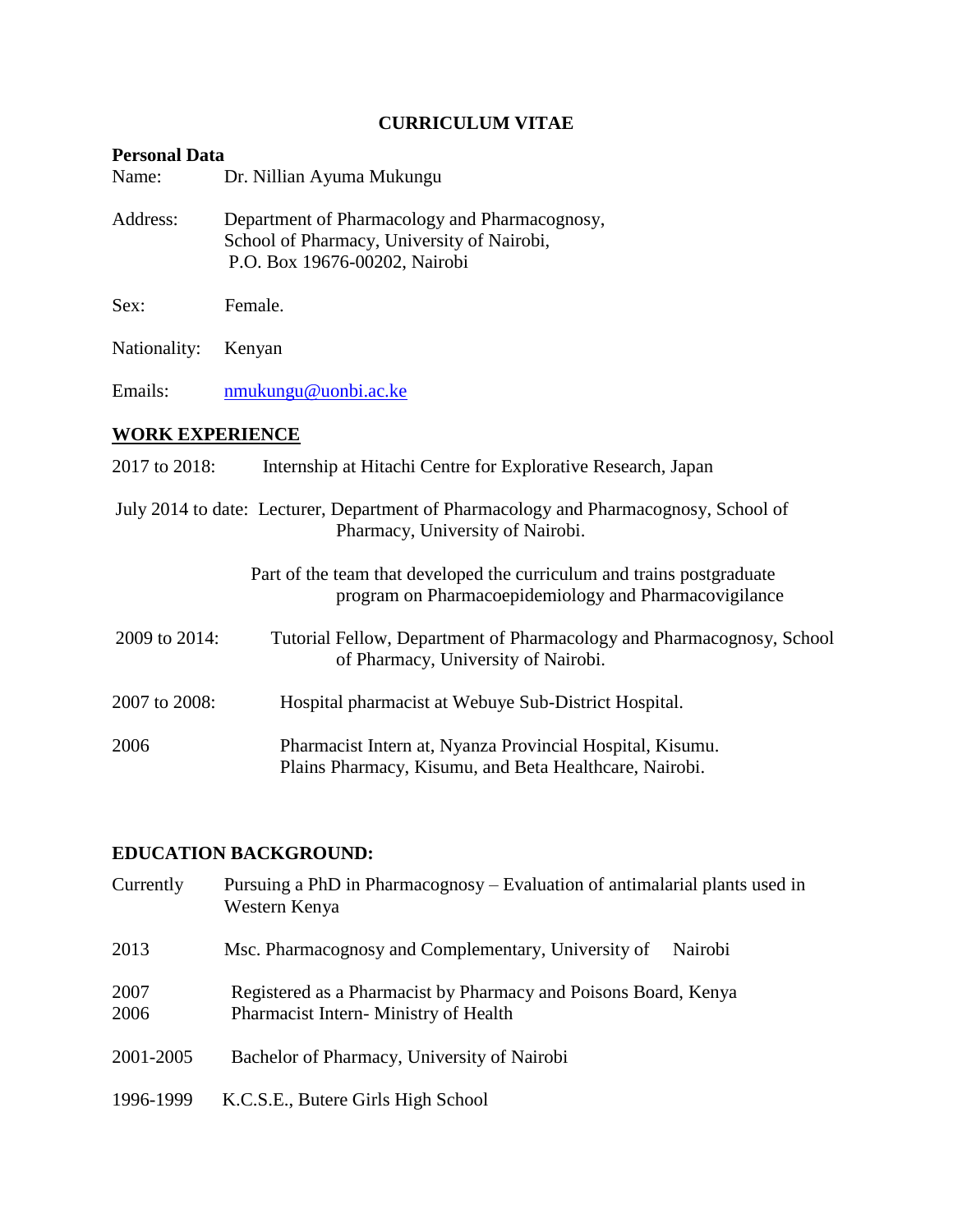**CURRICULUM VITAE**

**Personal Data**

Name: Dr. Nillian Ayuma Mukungu

Address: Department of Pharmacology and Pharmacognosy,
School of Pharmacy, University of Nairobi,
P.O. Box 19676-00202, Nairobi

Sex: Female.

Nationality: Kenyan

Emails: nmukungu@uonbi.ac.ke

## WORK EXPERIENCE

2017 to 2018: Internship at Hitachi Centre for Explorative Research, Japan

July 2014 to date: Lecturer, Department of Pharmacology and Pharmacognosy, School of Pharmacy, University of Nairobi.

Part of the team that developed the curriculum and trains postgraduate program on Pharmacoepidemiology and Pharmacovigilance

2009 to 2014: Tutorial Fellow, Department of Pharmacology and Pharmacognosy, School of Pharmacy, University of Nairobi.

2007 to 2008: Hospital pharmacist at Webuye Sub-District Hospital.

2006 Pharmacist Intern at, Nyanza Provincial Hospital, Kisumu.
Plains Pharmacy, Kisumu, and Beta Healthcare, Nairobi.

## EDUCATION BACKGROUND:

Currently Pursuing a PhD in Pharmacognosy – Evaluation of antimalarial plants used in Western Kenya

2013 Msc. Pharmacognosy and Complementary, University of Nairobi

2007 Registered as a Pharmacist by Pharmacy and Poisons Board, Kenya

2006 Pharmacist Intern- Ministry of Health

2001-2005 Bachelor of Pharmacy, University of Nairobi

1996-1999 K.C.S.E., Butere Girls High School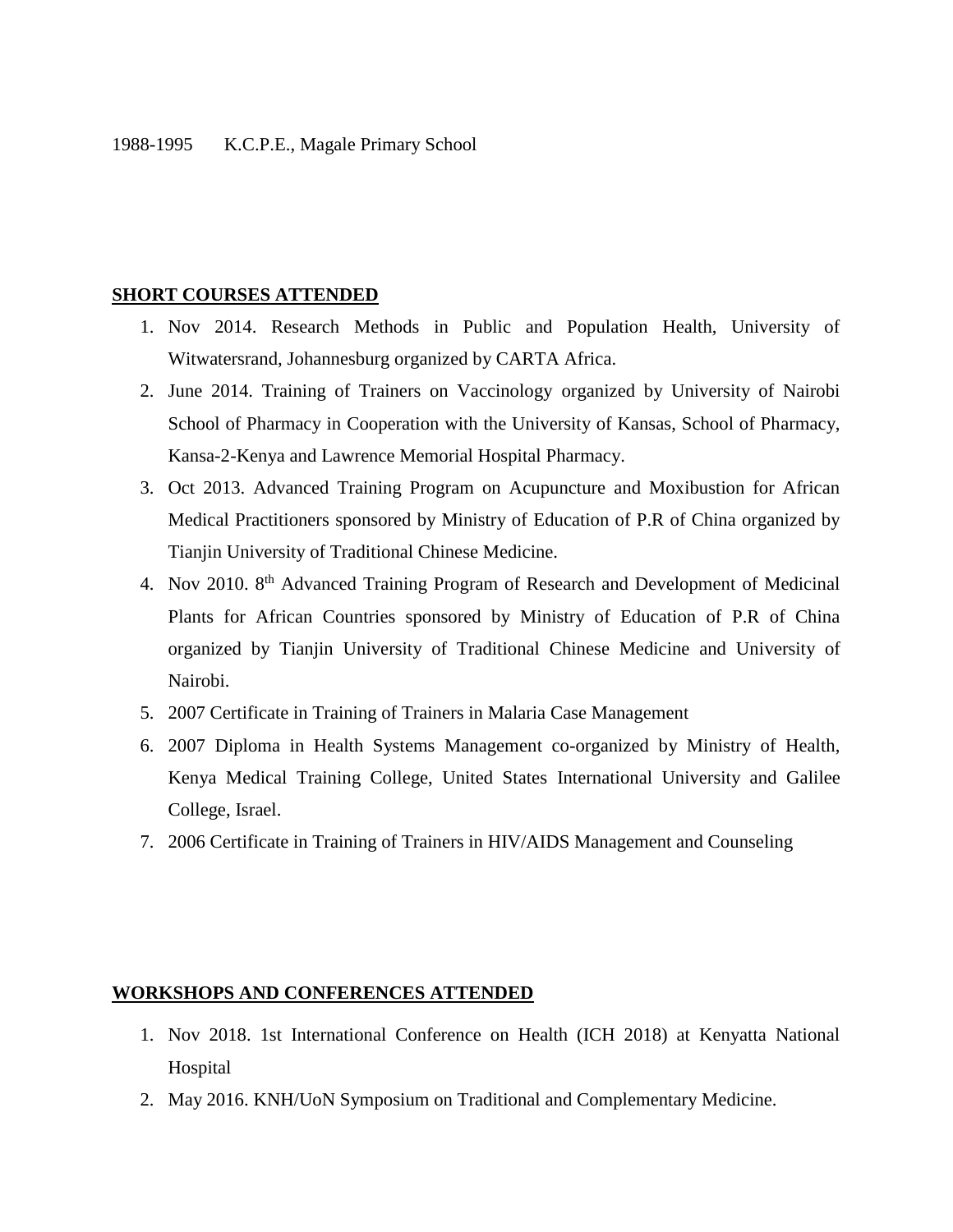1988-1995 K.C.P.E., Magale Primary School

## SHORT COURSES ATTENDED

1. Nov 2014. Research Methods in Public and Population Health, University of Witwatersrand, Johannesburg organized by CARTA Africa.
2. June 2014. Training of Trainers on Vaccinology organized by University of Nairobi School of Pharmacy in Cooperation with the University of Kansas, School of Pharmacy, Kansa-2-Kenya and Lawrence Memorial Hospital Pharmacy.
3. Oct 2013. Advanced Training Program on Acupuncture and Moxibustion for African Medical Practitioners sponsored by Ministry of Education of P.R of China organized by Tianjin University of Traditional Chinese Medicine.
4. Nov 2010. 8th Advanced Training Program of Research and Development of Medicinal Plants for African Countries sponsored by Ministry of Education of P.R of China organized by Tianjin University of Traditional Chinese Medicine and University of Nairobi.
5. 2007 Certificate in Training of Trainers in Malaria Case Management
6. 2007 Diploma in Health Systems Management co-organized by Ministry of Health, Kenya Medical Training College, United States International University and Galilee College, Israel.
7. 2006 Certificate in Training of Trainers in HIV/AIDS Management and Counseling

## WORKSHOPS AND CONFERENCES ATTENDED

1. Nov 2018. 1st International Conference on Health (ICH 2018) at Kenyatta National Hospital
2. May 2016. KNH/UoN Symposium on Traditional and Complementary Medicine.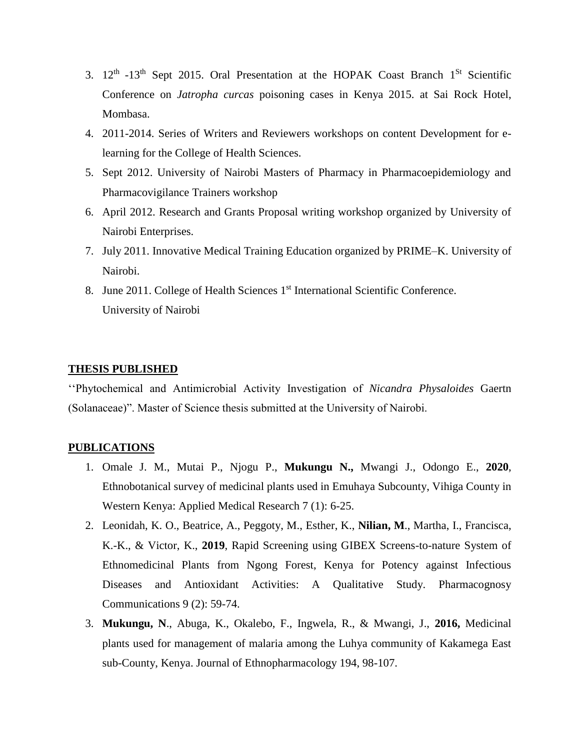3. 12th -13th Sept 2015. Oral Presentation at the HOPAK Coast Branch 1St Scientific Conference on *Jatropha curcas* poisoning cases in Kenya 2015. at Sai Rock Hotel, Mombasa.
4. 2011-2014. Series of Writers and Reviewers workshops on content Development for e-learning for the College of Health Sciences.
5. Sept 2012. University of Nairobi Masters of Pharmacy in Pharmacoepidemiology and Pharmacovigilance Trainers workshop
6. April 2012. Research and Grants Proposal writing workshop organized by University of Nairobi Enterprises.
7. July 2011. Innovative Medical Training Education organized by PRIME–K. University of Nairobi.
8. June 2011. College of Health Sciences 1st International Scientific Conference. University of Nairobi

## THESIS PUBLISHED

''Phytochemical and Antimicrobial Activity Investigation of *Nicandra Physaloides* Gaertn (Solanaceae)". Master of Science thesis submitted at the University of Nairobi.

## PUBLICATIONS

1. Omale J. M., Mutai P., Njogu P., **Mukungu N.,** Mwangi J., Odongo E., **2020**, Ethnobotanical survey of medicinal plants used in Emuhaya Subcounty, Vihiga County in Western Kenya: Applied Medical Research 7 (1): 6-25.
2. Leonidah, K. O., Beatrice, A., Peggoty, M., Esther, K., **Nilian, M**., Martha, I., Francisca, K.-K., & Victor, K., **2019**, Rapid Screening using GIBEX Screens-to-nature System of Ethnomedicinal Plants from Ngong Forest, Kenya for Potency against Infectious Diseases and Antioxidant Activities: A Qualitative Study. Pharmacognosy Communications 9 (2): 59-74.
3. **Mukungu, N**., Abuga, K., Okalebo, F., Ingwela, R., & Mwangi, J., **2016,** Medicinal plants used for management of malaria among the Luhya community of Kakamega East sub-County, Kenya. Journal of Ethnopharmacology 194, 98-107.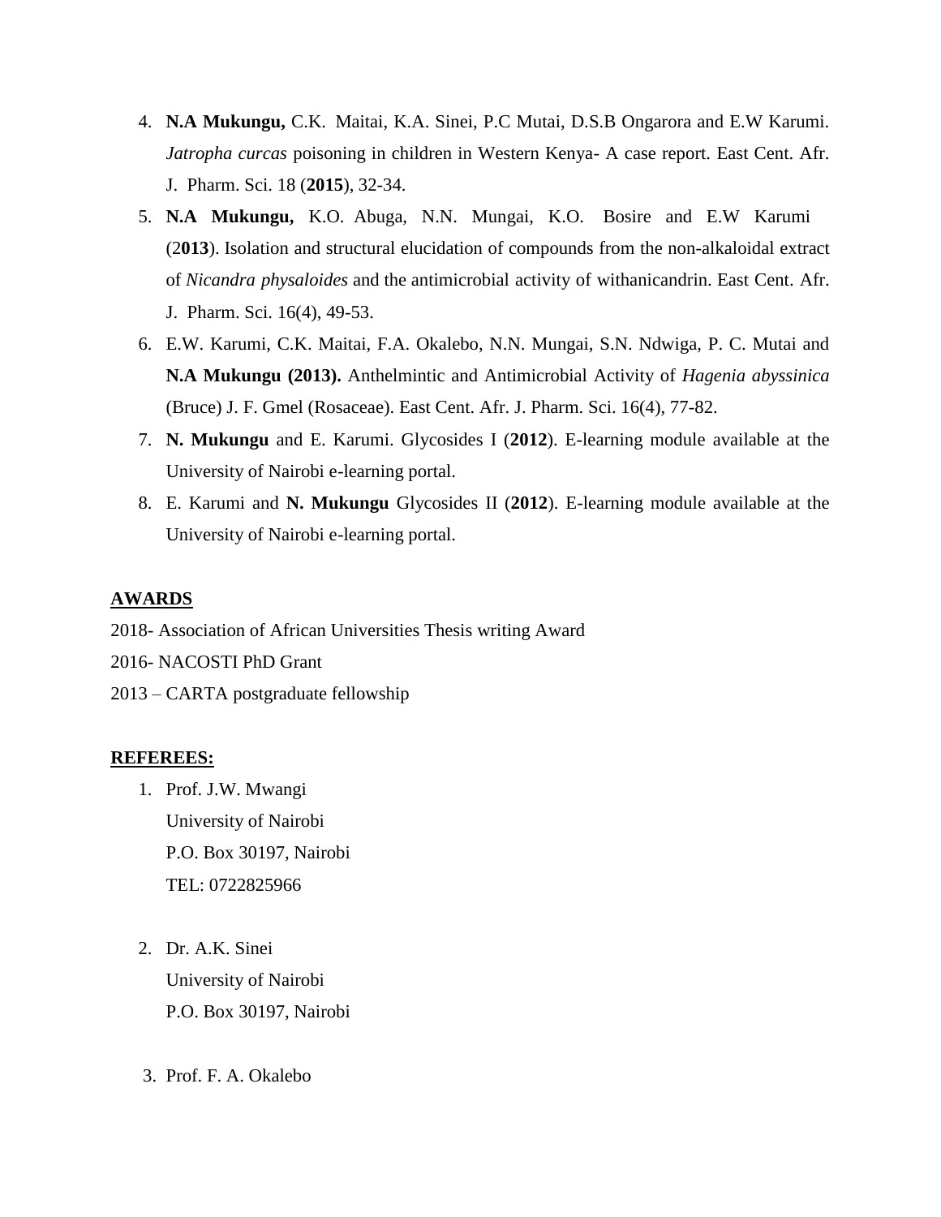4. **N.A Mukungu,** C.K. Maitai, K.A. Sinei, P.C Mutai, D.S.B Ongarora and E.W Karumi. *Jatropha curcas* poisoning in children in Western Kenya- A case report. East Cent. Afr. J. Pharm. Sci. 18 (**2015**), 32-34.
5. **N.A Mukungu,** K.O. Abuga, N.N. Mungai, K.O. Bosire and E.W Karumi (2**013**). Isolation and structural elucidation of compounds from the non-alkaloidal extract of *Nicandra physaloides* and the antimicrobial activity of withanicandrin. East Cent. Afr. J. Pharm. Sci. 16(4), 49-53.
6. E.W. Karumi, C.K. Maitai, F.A. Okalebo, N.N. Mungai, S.N. Ndwiga, P. C. Mutai and **N.A Mukungu (2013).** Anthelmintic and Antimicrobial Activity of *Hagenia abyssinica* (Bruce) J. F. Gmel (Rosaceae). East Cent. Afr. J. Pharm. Sci. 16(4), 77-82.
7. **N. Mukungu** and E. Karumi. Glycosides I (**2012**). E-learning module available at the University of Nairobi e-learning portal.
8. E. Karumi and **N. Mukungu** Glycosides II (**2012**). E-learning module available at the University of Nairobi e-learning portal.

## AWARDS

2018- Association of African Universities Thesis writing Award

2016- NACOSTI PhD Grant

2013 – CARTA postgraduate fellowship

## REFEREES:

1. Prof. J.W. Mwangi
   University of Nairobi
   P.O. Box 30197, Nairobi
   TEL: 0722825966

2. Dr. A.K. Sinei
   University of Nairobi
   P.O. Box 30197, Nairobi

3. Prof. F. A. Okalebo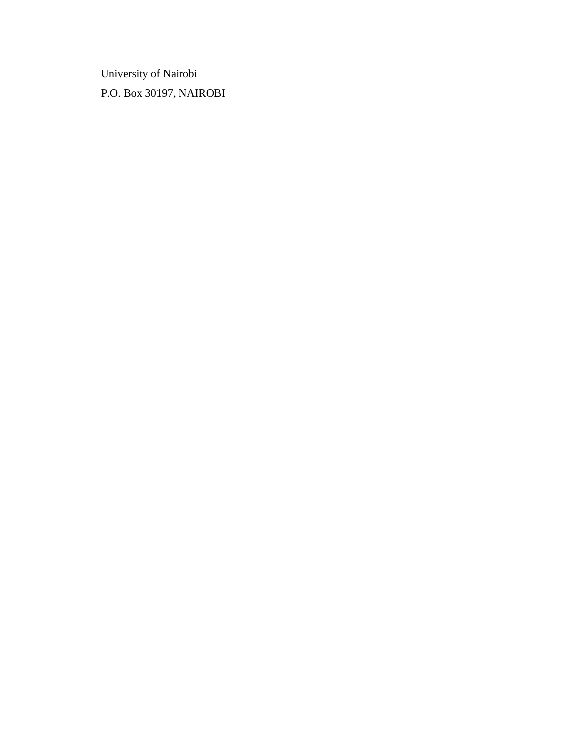University of Nairobi

P.O. Box 30197, NAIROBI